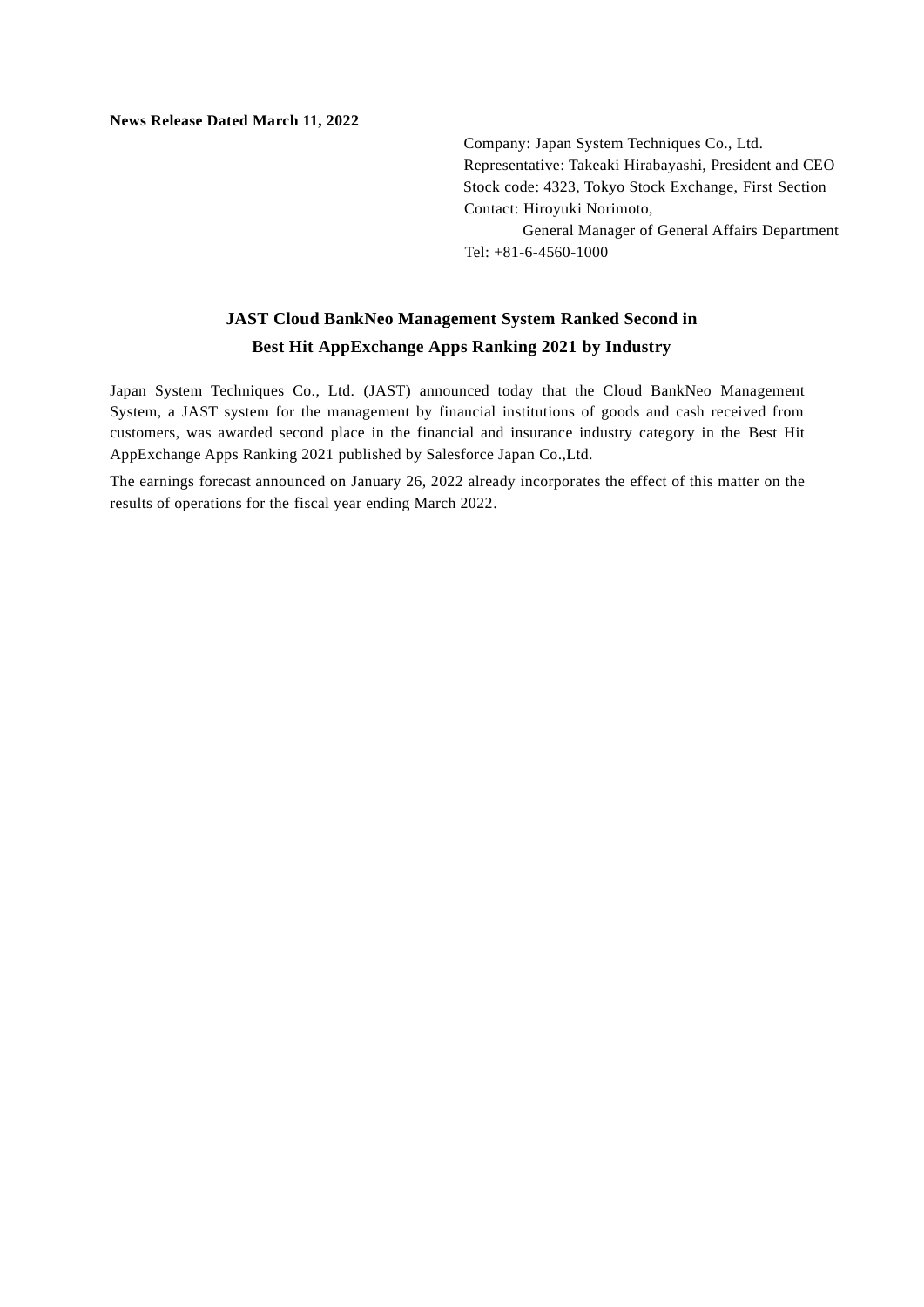**News Release Dated March 11, 2022**

Company: Japan System Techniques Co., Ltd.
Representative: Takeaki Hirabayashi, President and CEO
Stock code: 4323, Tokyo Stock Exchange, First Section
Contact: Hiroyuki Norimoto,
General Manager of General Affairs Department
Tel: +81-6-4560-1000

# JAST Cloud BankNeo Management System Ranked Second in Best Hit AppExchange Apps Ranking 2021 by Industry

Japan System Techniques Co., Ltd. (JAST) announced today that the Cloud BankNeo Management System, a JAST system for the management by financial institutions of goods and cash received from customers, was awarded second place in the financial and insurance industry category in the Best Hit AppExchange Apps Ranking 2021 published by Salesforce Japan Co.,Ltd.

The earnings forecast announced on January 26, 2022 already incorporates the effect of this matter on the results of operations for the fiscal year ending March 2022.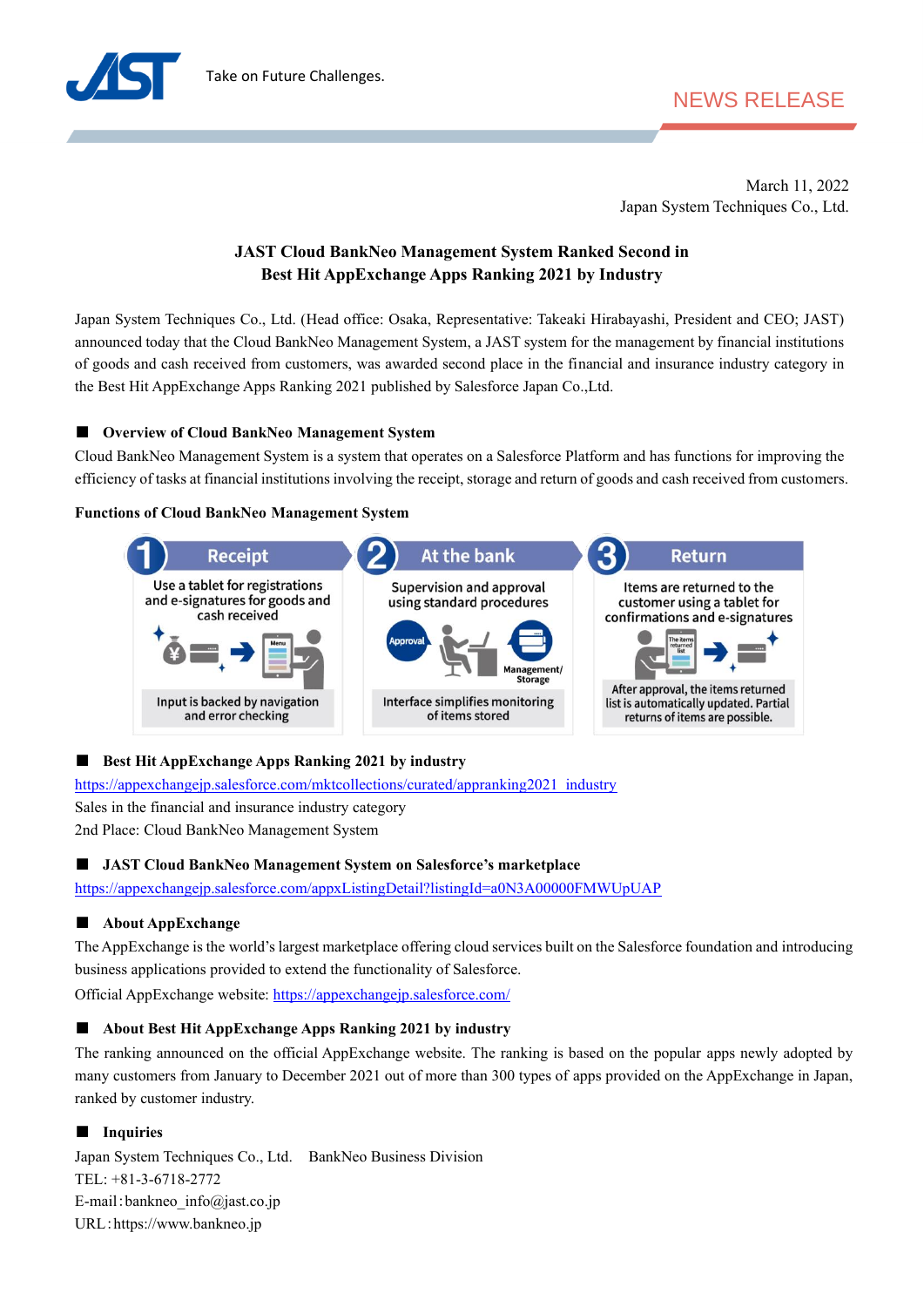Take on Future Challenges.

NEWS RELEASE

March 11, 2022
Japan System Techniques Co., Ltd.

**JAST Cloud BankNeo Management System Ranked Second in Best Hit AppExchange Apps Ranking 2021 by Industry**

Japan System Techniques Co., Ltd. (Head office: Osaka, Representative: Takeaki Hirabayashi, President and CEO; JAST) announced today that the Cloud BankNeo Management System, a JAST system for the management by financial institutions of goods and cash received from customers, was awarded second place in the financial and insurance industry category in the Best Hit AppExchange Apps Ranking 2021 published by Salesforce Japan Co.,Ltd.

## ■ Overview of Cloud BankNeo Management System

Cloud BankNeo Management System is a system that operates on a Salesforce Platform and has functions for improving the efficiency of tasks at financial institutions involving the receipt, storage and return of goods and cash received from customers.

**Functions of Cloud BankNeo Management System**

1 Receipt
Use a tablet for registrations and e-signatures for goods and cash received
Menu
Input is backed by navigation and error checking

2 At the bank
Supervision and approval using standard procedures
Approval
Management/ Storage
Interface simplifies monitoring of items stored

3 Return
Items are returned to the customer using a tablet for confirmations and e-signatures
The items returned list
After approval, the items returned list is automatically updated. Partial returns of items are possible.

## ■ Best Hit AppExchange Apps Ranking 2021 by industry

https://appexchangejp.salesforce.com/mktcollections/curated/appranking2021_industry
Sales in the financial and insurance industry category
2nd Place: Cloud BankNeo Management System

## ■ JAST Cloud BankNeo Management System on Salesforce's marketplace

https://appexchangejp.salesforce.com/appxListingDetail?listingId=a0N3A00000FMWUpUAP

## ■ About AppExchange

The AppExchange is the world's largest marketplace offering cloud services built on the Salesforce foundation and introducing business applications provided to extend the functionality of Salesforce.
Official AppExchange website: https://appexchangejp.salesforce.com/

## ■ About Best Hit AppExchange Apps Ranking 2021 by industry

The ranking announced on the official AppExchange website. The ranking is based on the popular apps newly adopted by many customers from January to December 2021 out of more than 300 types of apps provided on the AppExchange in Japan, ranked by customer industry.

## ■ Inquiries

Japan System Techniques Co., Ltd.　BankNeo Business Division
TEL: +81-3-6718-2772
E-mail：bankneo_info@jast.co.jp
URL：https://www.bankneo.jp